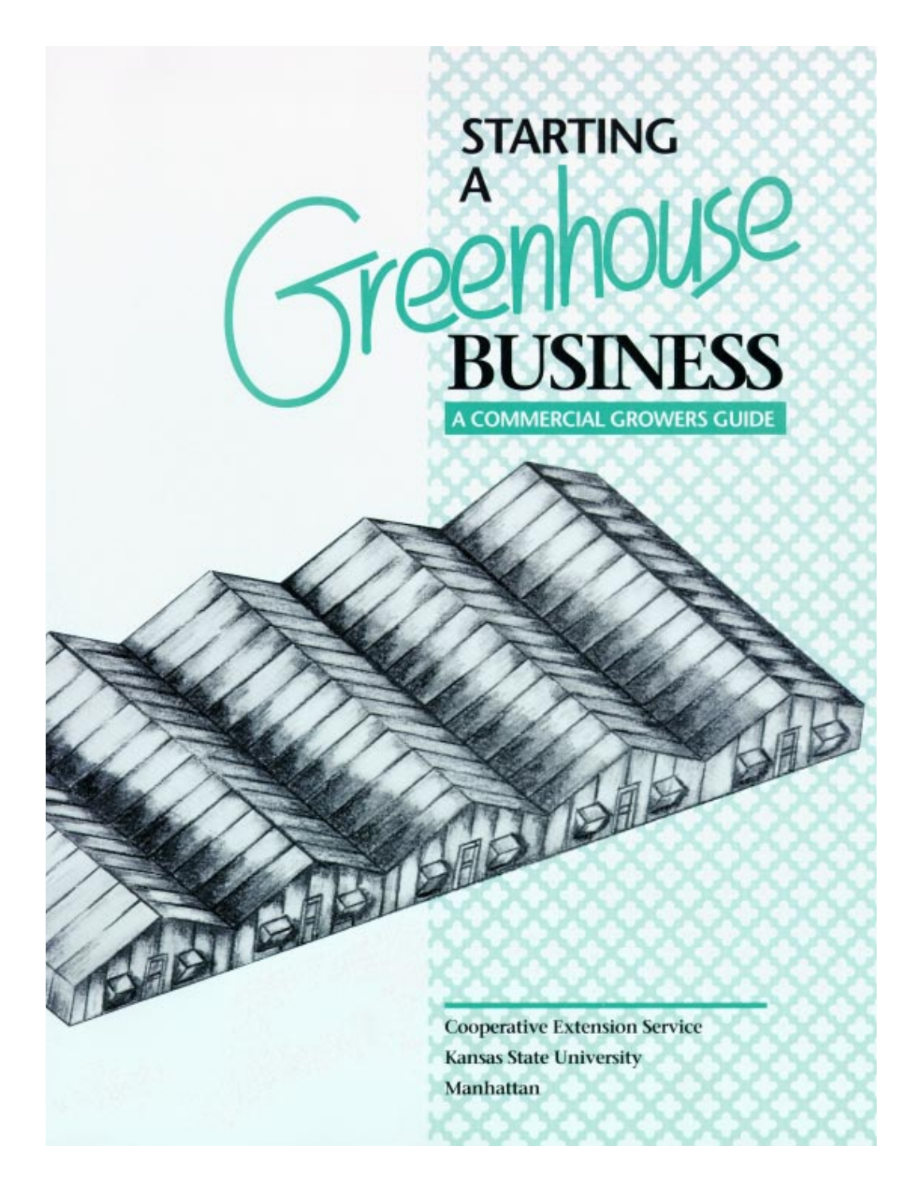# STARTING A Greenhouse BUSINESS

## A COMMERCIAL GROWERS GUIDE

Cooperative Extension Service
Kansas State University
Manhattan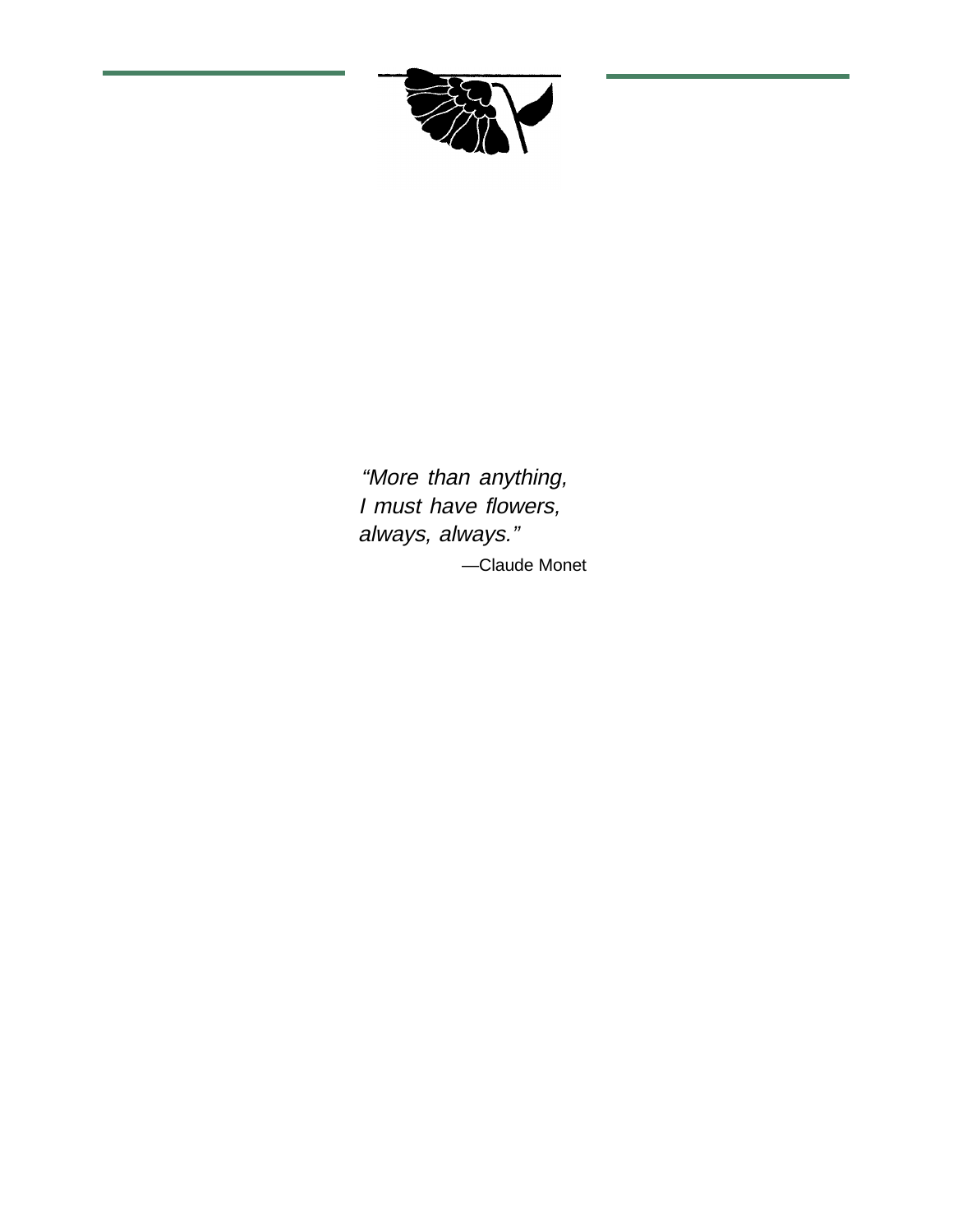*"More than anything,*
*I must have flowers,*
*always, always."*

—Claude Monet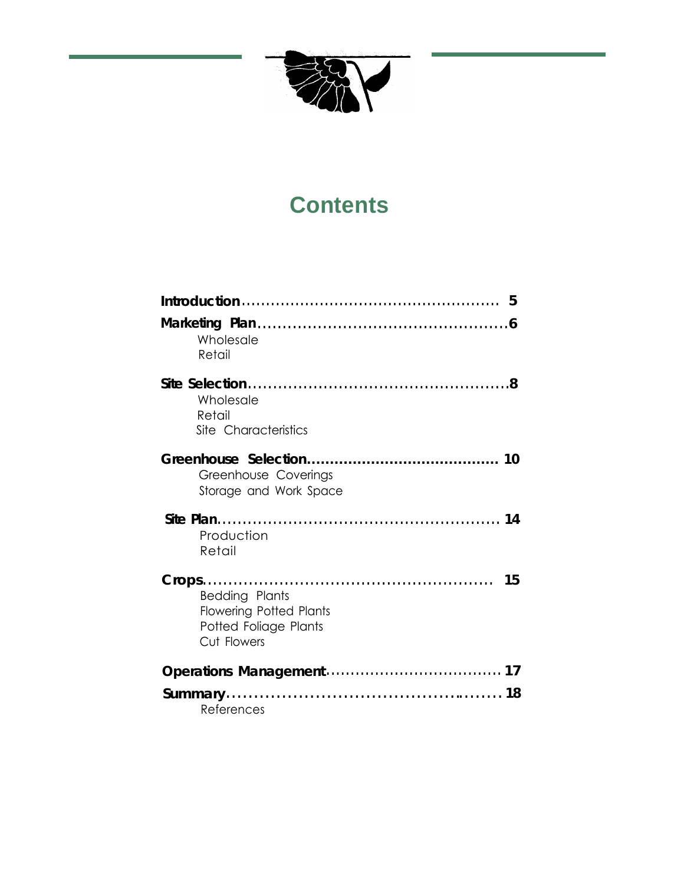# Contents

**Introduction** .................................................... 5

**Marketing Plan** .................................................6

- Wholesale
- Retail

**Site Selection** ....................................................8

- Wholesale
- Retail
- Site Characteristics

**Greenhouse Selection** ......................................... 10

- Greenhouse Coverings
- Storage and Work Space

**Site Plan** ........................................................ 14

- Production
- Retail

**Crops** .......................................................... 15

- Bedding Plants
- Flowering Potted Plants
- Potted Foliage Plants
- Cut Flowers

**Operations Management** ................................... 17

**Summary** ........................................................ 18

- References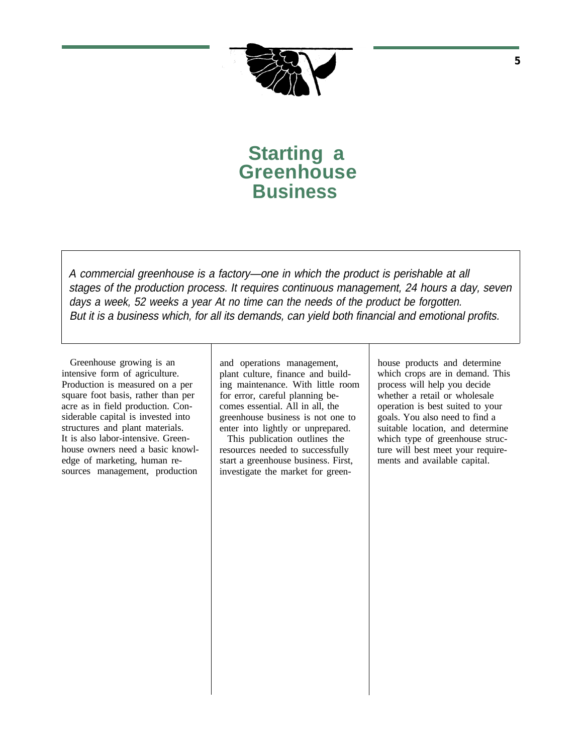# Starting a Greenhouse Business

*A commercial greenhouse is a factory—one in which the product is perishable at all stages of the production process. It requires continuous management, 24 hours a day, seven days a week, 52 weeks a year At no time can the needs of the product be forgotten. But it is a business which, for all its demands, can yield both financial and emotional profits.*

Greenhouse growing is an intensive form of agriculture. Production is measured on a per square foot basis, rather than per acre as in field production. Considerable capital is invested into structures and plant materials. It is also labor-intensive. Greenhouse owners need a basic knowledge of marketing, human resources management, production and operations management, plant culture, finance and building maintenance. With little room for error, careful planning becomes essential. All in all, the greenhouse business is not one to enter into lightly or unprepared.

This publication outlines the resources needed to successfully start a greenhouse business. First, investigate the market for greenhouse products and determine which crops are in demand. This process will help you decide whether a retail or wholesale operation is best suited to your goals. You also need to find a suitable location, and determine which type of greenhouse structure will best meet your requirements and available capital.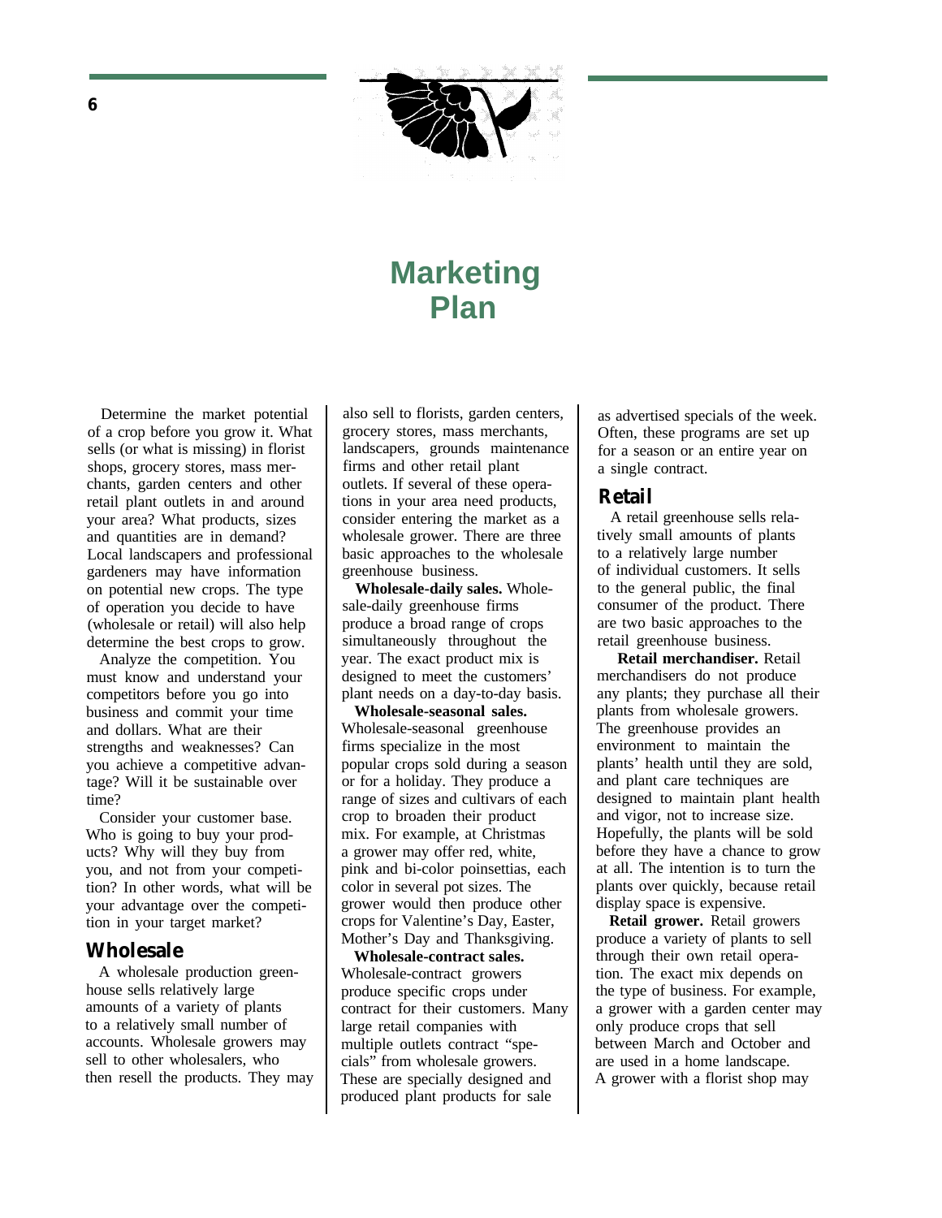# Marketing Plan

Determine the market potential of a crop before you grow it. What sells (or what is missing) in florist shops, grocery stores, mass merchants, garden centers and other retail plant outlets in and around your area? What products, sizes and quantities are in demand? Local landscapers and professional gardeners may have information on potential new crops. The type of operation you decide to have (wholesale or retail) will also help determine the best crops to grow.

Analyze the competition. You must know and understand your competitors before you go into business and commit your time and dollars. What are their strengths and weaknesses? Can you achieve a competitive advantage? Will it be sustainable over time?

Consider your customer base. Who is going to buy your products? Why will they buy from you, and not from your competition? In other words, what will be your advantage over the competition in your target market?

## Wholesale

A wholesale production greenhouse sells relatively large amounts of a variety of plants to a relatively small number of accounts. Wholesale growers may sell to other wholesalers, who then resell the products. They may also sell to florists, garden centers, grocery stores, mass merchants, landscapers, grounds maintenance firms and other retail plant outlets. If several of these operations in your area need products, consider entering the market as a wholesale grower. There are three basic approaches to the wholesale greenhouse business.

**Wholesale-daily sales.** Wholesale-daily greenhouse firms produce a broad range of crops simultaneously throughout the year. The exact product mix is designed to meet the customers' plant needs on a day-to-day basis.

**Wholesale-seasonal sales.** Wholesale-seasonal greenhouse firms specialize in the most popular crops sold during a season or for a holiday. They produce a range of sizes and cultivars of each crop to broaden their product mix. For example, at Christmas a grower may offer red, white, pink and bi-color poinsettias, each color in several pot sizes. The grower would then produce other crops for Valentine's Day, Easter, Mother's Day and Thanksgiving.

**Wholesale-contract sales.** Wholesale-contract growers produce specific crops under contract for their customers. Many large retail companies with multiple outlets contract "specials" from wholesale growers. These are specially designed and produced plant products for sale as advertised specials of the week. Often, these programs are set up for a season or an entire year on a single contract.

## Retail

A retail greenhouse sells relatively small amounts of plants to a relatively large number of individual customers. It sells to the general public, the final consumer of the product. There are two basic approaches to the retail greenhouse business.

**Retail merchandiser.** Retail merchandisers do not produce any plants; they purchase all their plants from wholesale growers. The greenhouse provides an environment to maintain the plants' health until they are sold, and plant care techniques are designed to maintain plant health and vigor, not to increase size. Hopefully, the plants will be sold before they have a chance to grow at all. The intention is to turn the plants over quickly, because retail display space is expensive.

**Retail grower.** Retail growers produce a variety of plants to sell through their own retail operation. The exact mix depends on the type of business. For example, a grower with a garden center may only produce crops that sell between March and October and are used in a home landscape. A grower with a florist shop may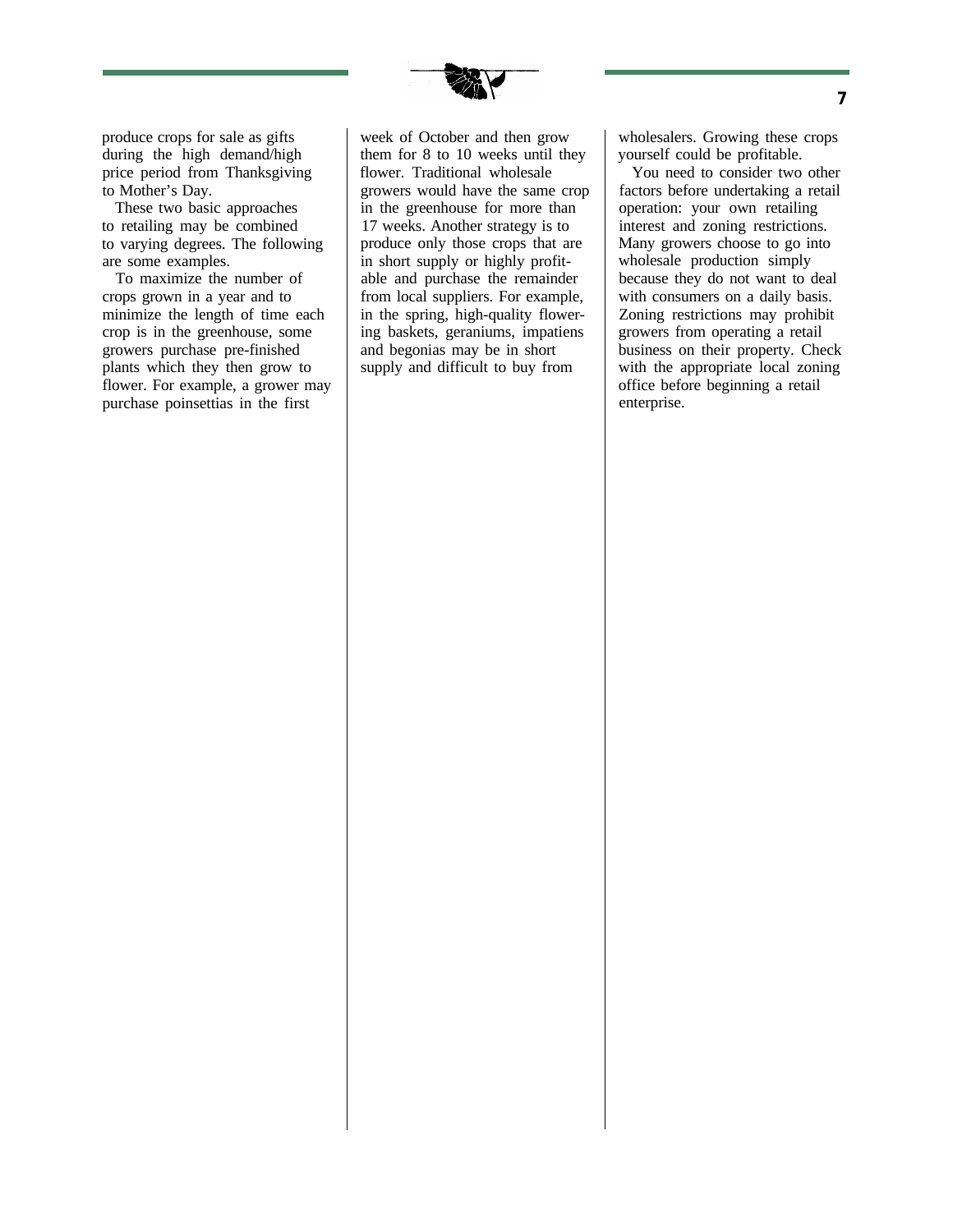produce crops for sale as gifts during the high demand/high price period from Thanksgiving to Mother's Day.

These two basic approaches to retailing may be combined to varying degrees. The following are some examples.

To maximize the number of crops grown in a year and to minimize the length of time each crop is in the greenhouse, some growers purchase pre-finished plants which they then grow to flower. For example, a grower may purchase poinsettias in the first week of October and then grow them for 8 to 10 weeks until they flower. Traditional wholesale growers would have the same crop in the greenhouse for more than 17 weeks. Another strategy is to produce only those crops that are in short supply or highly profitable and purchase the remainder from local suppliers. For example, in the spring, high-quality flowering baskets, geraniums, impatiens and begonias may be in short supply and difficult to buy from wholesalers. Growing these crops yourself could be profitable.

You need to consider two other factors before undertaking a retail operation: your own retailing interest and zoning restrictions. Many growers choose to go into wholesale production simply because they do not want to deal with consumers on a daily basis. Zoning restrictions may prohibit growers from operating a retail business on their property. Check with the appropriate local zoning office before beginning a retail enterprise.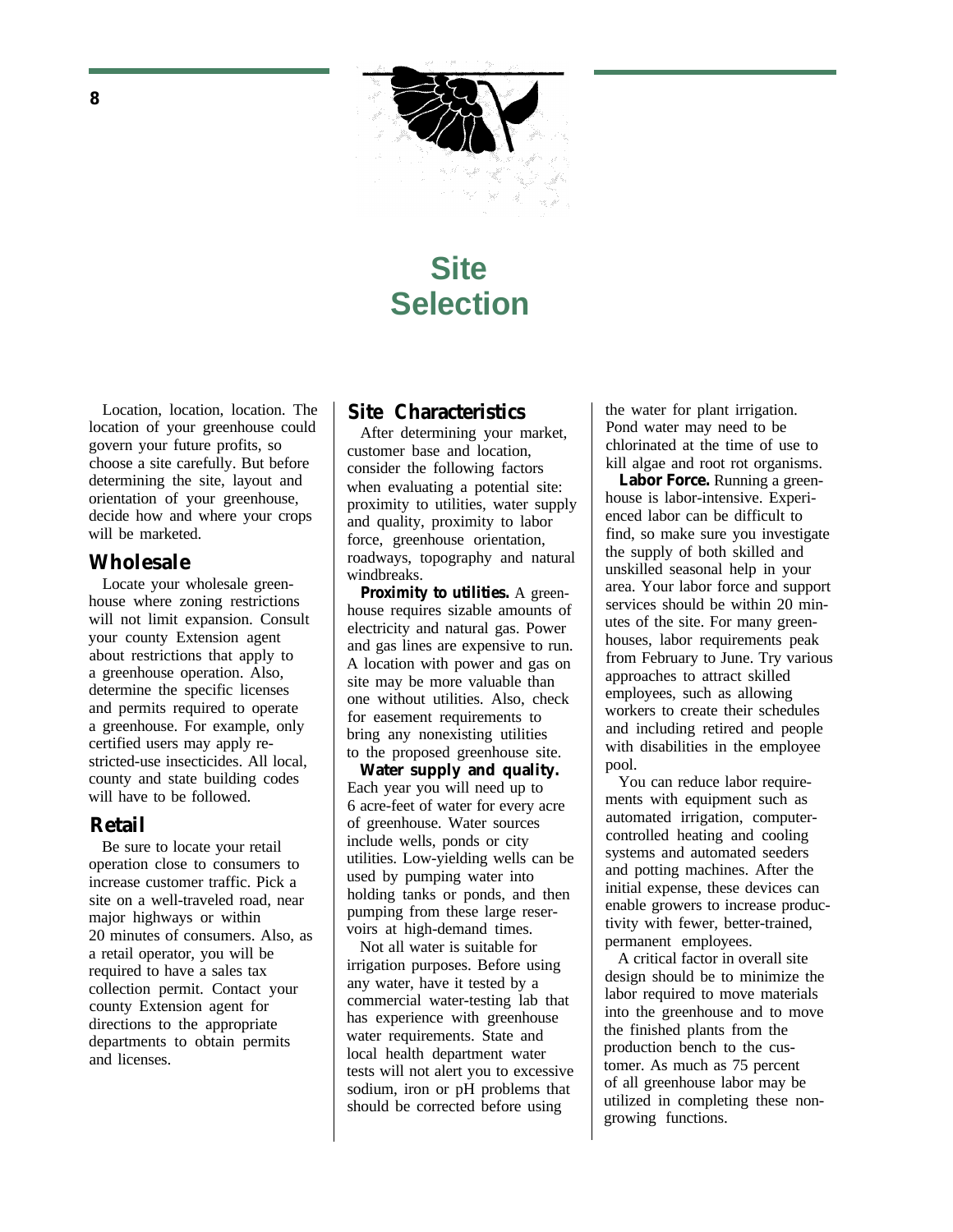# Site Selection

Location, location, location. The location of your greenhouse could govern your future profits, so choose a site carefully. But before determining the site, layout and orientation of your greenhouse, decide how and where your crops will be marketed.

## Wholesale

Locate your wholesale greenhouse where zoning restrictions will not limit expansion. Consult your county Extension agent about restrictions that apply to a greenhouse operation. Also, determine the specific licenses and permits required to operate a greenhouse. For example, only certified users may apply restricted-use insecticides. All local, county and state building codes will have to be followed.

## Retail

Be sure to locate your retail operation close to consumers to increase customer traffic. Pick a site on a well-traveled road, near major highways or within 20 minutes of consumers. Also, as a retail operator, you will be required to have a sales tax collection permit. Contact your county Extension agent for directions to the appropriate departments to obtain permits and licenses.

## Site Characteristics

After determining your market, customer base and location, consider the following factors when evaluating a potential site: proximity to utilities, water supply and quality, proximity to labor force, greenhouse orientation, roadways, topography and natural windbreaks.

**Proximity to utilities.** A greenhouse requires sizable amounts of electricity and natural gas. Power and gas lines are expensive to run. A location with power and gas on site may be more valuable than one without utilities. Also, check for easement requirements to bring any nonexisting utilities to the proposed greenhouse site.

**Water supply and quality.** Each year you will need up to 6 acre-feet of water for every acre of greenhouse. Water sources include wells, ponds or city utilities. Low-yielding wells can be used by pumping water into holding tanks or ponds, and then pumping from these large reservoirs at high-demand times.

Not all water is suitable for irrigation purposes. Before using any water, have it tested by a commercial water-testing lab that has experience with greenhouse water requirements. State and local health department water tests will not alert you to excessive sodium, iron or pH problems that should be corrected before using the water for plant irrigation. Pond water may need to be chlorinated at the time of use to kill algae and root rot organisms.

**Labor Force.** Running a greenhouse is labor-intensive. Experienced labor can be difficult to find, so make sure you investigate the supply of both skilled and unskilled seasonal help in your area. Your labor force and support services should be within 20 minutes of the site. For many greenhouses, labor requirements peak from February to June. Try various approaches to attract skilled employees, such as allowing workers to create their schedules and including retired and people with disabilities in the employee pool.

You can reduce labor requirements with equipment such as automated irrigation, computer-controlled heating and cooling systems and automated seeders and potting machines. After the initial expense, these devices can enable growers to increase productivity with fewer, better-trained, permanent employees.

A critical factor in overall site design should be to minimize the labor required to move materials into the greenhouse and to move the finished plants from the production bench to the customer. As much as 75 percent of all greenhouse labor may be utilized in completing these non-growing functions.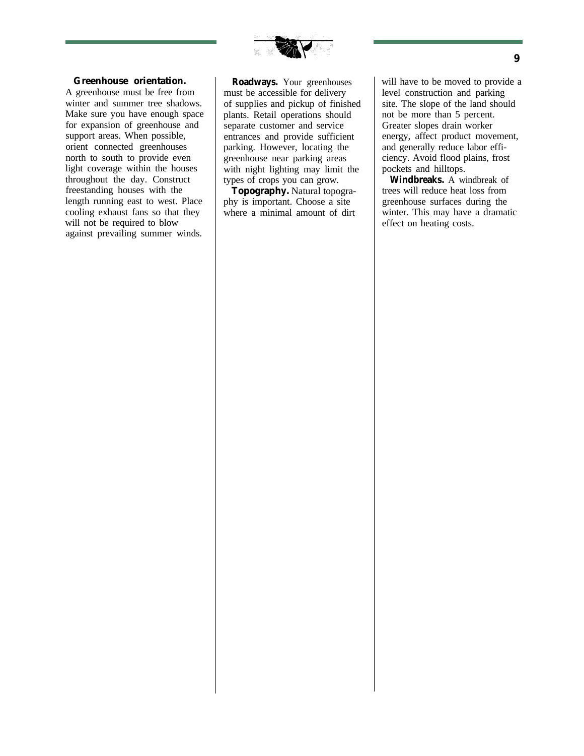**Greenhouse orientation.** A greenhouse must be free from winter and summer tree shadows. Make sure you have enough space for expansion of greenhouse and support areas. When possible, orient connected greenhouses north to south to provide even light coverage within the houses throughout the day. Construct freestanding houses with the length running east to west. Place cooling exhaust fans so that they will not be required to blow against prevailing summer winds.

**Roadways.** Your greenhouses must be accessible for delivery of supplies and pickup of finished plants. Retail operations should separate customer and service entrances and provide sufficient parking. However, locating the greenhouse near parking areas with night lighting may limit the types of crops you can grow.

**Topography.** Natural topography is important. Choose a site where a minimal amount of dirt will have to be moved to provide a level construction and parking site. The slope of the land should not be more than 5 percent. Greater slopes drain worker energy, affect product movement, and generally reduce labor efficiency. Avoid flood plains, frost pockets and hilltops.

**Windbreaks.** A windbreak of trees will reduce heat loss from greenhouse surfaces during the winter. This may have a dramatic effect on heating costs.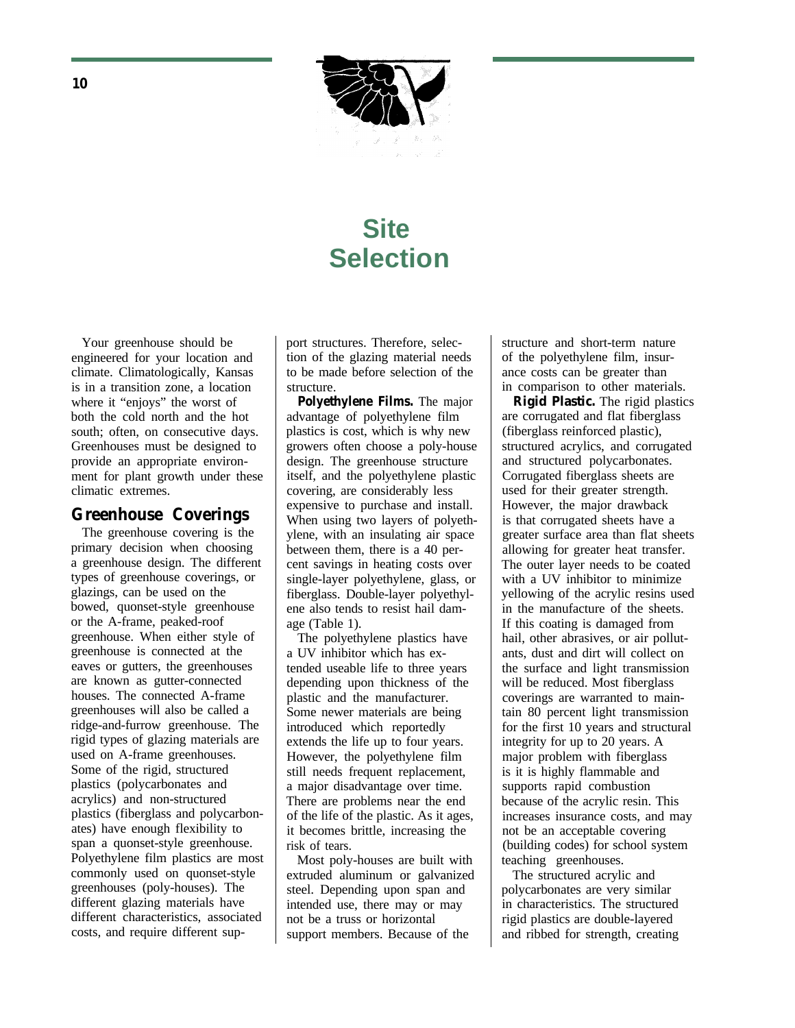# Site Selection

Your greenhouse should be engineered for your location and climate. Climatologically, Kansas is in a transition zone, a location where it "enjoys" the worst of both the cold north and the hot south; often, on consecutive days. Greenhouses must be designed to provide an appropriate environment for plant growth under these climatic extremes.

## Greenhouse Coverings

The greenhouse covering is the primary decision when choosing a greenhouse design. The different types of greenhouse coverings, or glazings, can be used on the bowed, quonset-style greenhouse or the A-frame, peaked-roof greenhouse. When either style of greenhouse is connected at the eaves or gutters, the greenhouses are known as gutter-connected houses. The connected A-frame greenhouses will also be called a ridge-and-furrow greenhouse. The rigid types of glazing materials are used on A-frame greenhouses. Some of the rigid, structured plastics (polycarbonates and acrylics) and non-structured plastics (fiberglass and polycarbonates) have enough flexibility to span a quonset-style greenhouse. Polyethylene film plastics are most commonly used on quonset-style greenhouses (poly-houses). The different glazing materials have different characteristics, associated costs, and require different support structures. Therefore, selection of the glazing material needs to be made before selection of the structure.

**Polyethylene Films.** The major advantage of polyethylene film plastics is cost, which is why new growers often choose a poly-house design. The greenhouse structure itself, and the polyethylene plastic covering, are considerably less expensive to purchase and install. When using two layers of polyethylene, with an insulating air space between them, there is a 40 percent savings in heating costs over single-layer polyethylene, glass, or fiberglass. Double-layer polyethylene also tends to resist hail damage (Table 1).

The polyethylene plastics have a UV inhibitor which has extended useable life to three years depending upon thickness of the plastic and the manufacturer. Some newer materials are being introduced which reportedly extends the life up to four years. However, the polyethylene film still needs frequent replacement, a major disadvantage over time. There are problems near the end of the life of the plastic. As it ages, it becomes brittle, increasing the risk of tears.

Most poly-houses are built with extruded aluminum or galvanized steel. Depending upon span and intended use, there may or may not be a truss or horizontal support members. Because of the structure and short-term nature of the polyethylene film, insurance costs can be greater than in comparison to other materials.

**Rigid Plastic.** The rigid plastics are corrugated and flat fiberglass (fiberglass reinforced plastic), structured acrylics, and corrugated and structured polycarbonates. Corrugated fiberglass sheets are used for their greater strength. However, the major drawback is that corrugated sheets have a greater surface area than flat sheets allowing for greater heat transfer. The outer layer needs to be coated with a UV inhibitor to minimize yellowing of the acrylic resins used in the manufacture of the sheets. If this coating is damaged from hail, other abrasives, or air pollutants, dust and dirt will collect on the surface and light transmission will be reduced. Most fiberglass coverings are warranted to maintain 80 percent light transmission for the first 10 years and structural integrity for up to 20 years. A major problem with fiberglass is it is highly flammable and supports rapid combustion because of the acrylic resin. This increases insurance costs, and may not be an acceptable covering (building codes) for school system teaching greenhouses.

The structured acrylic and polycarbonates are very similar in characteristics. The structured rigid plastics are double-layered and ribbed for strength, creating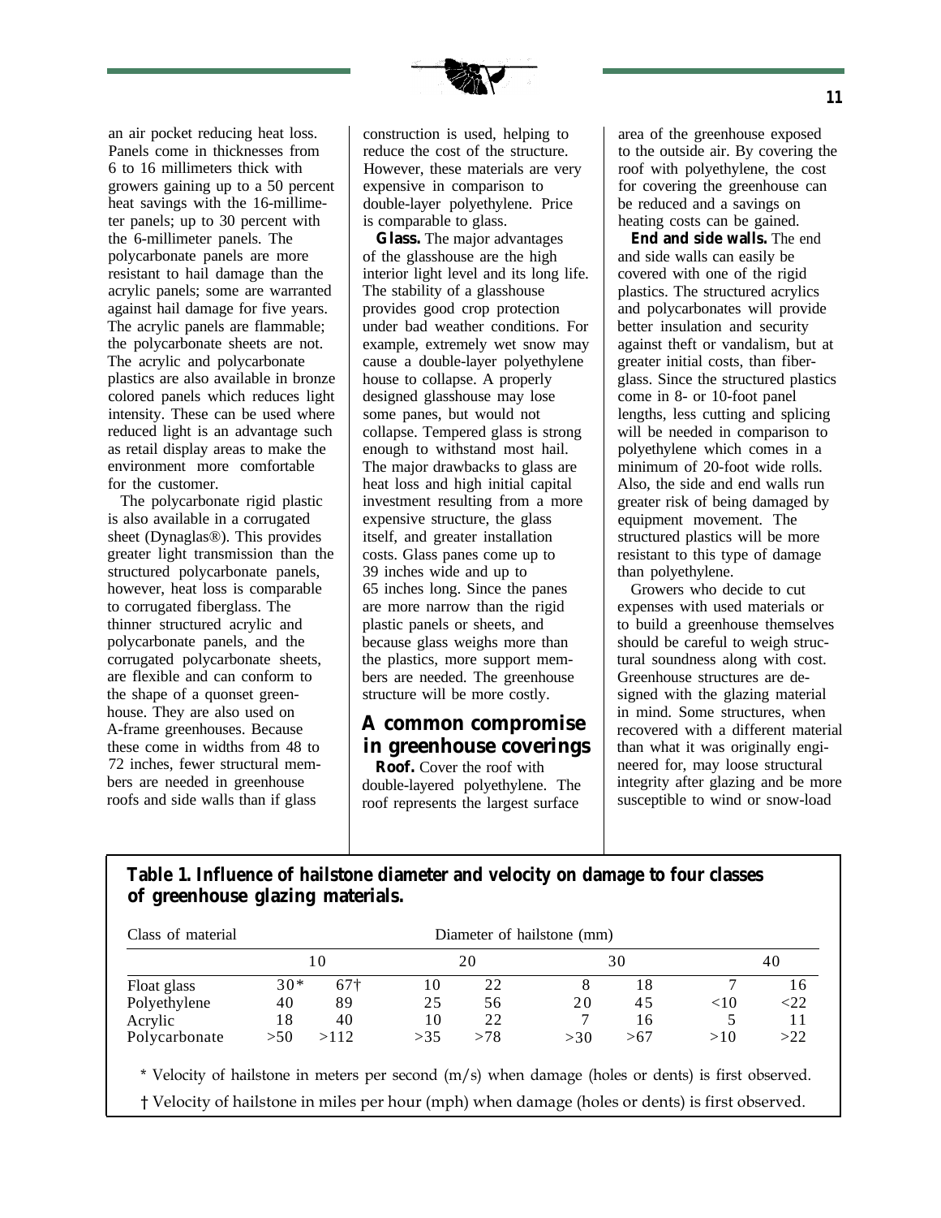an air pocket reducing heat loss. Panels come in thicknesses from 6 to 16 millimeters thick with growers gaining up to a 50 percent heat savings with the 16-millimeter panels; up to 30 percent with the 6-millimeter panels. The polycarbonate panels are more resistant to hail damage than the acrylic panels; some are warranted against hail damage for five years. The acrylic panels are flammable; the polycarbonate sheets are not. The acrylic and polycarbonate plastics are also available in bronze colored panels which reduces light intensity. These can be used where reduced light is an advantage such as retail display areas to make the environment more comfortable for the customer.

The polycarbonate rigid plastic is also available in a corrugated sheet (Dynaglas®). This provides greater light transmission than the structured polycarbonate panels, however, heat loss is comparable to corrugated fiberglass. The thinner structured acrylic and polycarbonate panels, and the corrugated polycarbonate sheets, are flexible and can conform to the shape of a quonset greenhouse. They are also used on A-frame greenhouses. Because these come in widths from 48 to 72 inches, fewer structural members are needed in greenhouse roofs and side walls than if glass construction is used, helping to reduce the cost of the structure. However, these materials are very expensive in comparison to double-layer polyethylene. Price is comparable to glass.

**Glass.** The major advantages of the glasshouse are the high interior light level and its long life. The stability of a glasshouse provides good crop protection under bad weather conditions. For example, extremely wet snow may cause a double-layer polyethylene house to collapse. A properly designed glasshouse may lose some panes, but would not collapse. Tempered glass is strong enough to withstand most hail. The major drawbacks to glass are heat loss and high initial capital investment resulting from a more expensive structure, the glass itself, and greater installation costs. Glass panes come up to 39 inches wide and up to 65 inches long. Since the panes are more narrow than the rigid plastic panels or sheets, and because glass weighs more than the plastics, more support members are needed. The greenhouse structure will be more costly.

## A common compromise in greenhouse coverings

**Roof.** Cover the roof with double-layered polyethylene. The roof represents the largest surface area of the greenhouse exposed to the outside air. By covering the roof with polyethylene, the cost for covering the greenhouse can be reduced and a savings on heating costs can be gained.

**End and side walls.** The end and side walls can easily be covered with one of the rigid plastics. The structured acrylics and polycarbonates will provide better insulation and security against theft or vandalism, but at greater initial costs, than fiberglass. Since the structured plastics come in 8- or 10-foot panel lengths, less cutting and splicing will be needed in comparison to polyethylene which comes in a minimum of 20-foot wide rolls. Also, the side and end walls run greater risk of being damaged by equipment movement. The structured plastics will be more resistant to this type of damage than polyethylene.

Growers who decide to cut expenses with used materials or to build a greenhouse themselves should be careful to weigh structural soundness along with cost. Greenhouse structures are designed with the glazing material in mind. Some structures, when recovered with a different material than what it was originally engineered for, may loose structural integrity after glazing and be more susceptible to wind or snow-load

**Table 1. Influence of hailstone diameter and velocity on damage to four classes of greenhouse glazing materials.**

| Class of material | Diameter of hailstone (mm) | | | | | | | |
|---|---|---|---|---|---|---|---|---|
| | 10 | | 20 | | 30 | | 40 | |
| Float glass | 30* | 67† | 10 | 22 | 8 | 18 | 7 | 16 |
| Polyethylene | 40 | 89 | 25 | 56 | 20 | 45 | <10 | <22 |
| Acrylic | 18 | 40 | 10 | 22 | 7 | 16 | 5 | 11 |
| Polycarbonate | >50 | >112 | >35 | >78 | >30 | >67 | >10 | >22 |

\* Velocity of hailstone in meters per second (m/s) when damage (holes or dents) is first observed.

† Velocity of hailstone in miles per hour (mph) when damage (holes or dents) is first observed.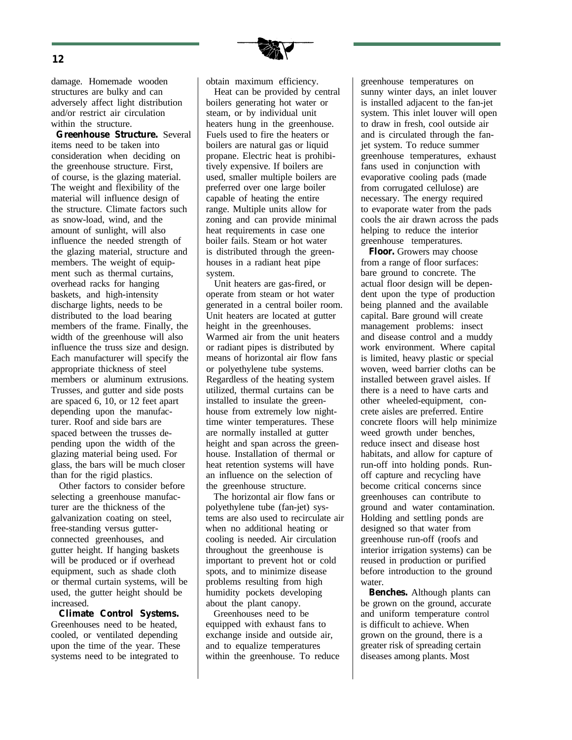damage. Homemade wooden structures are bulky and can adversely affect light distribution and/or restrict air circulation within the structure.

**Greenhouse Structure.** Several items need to be taken into consideration when deciding on the greenhouse structure. First, of course, is the glazing material. The weight and flexibility of the material will influence design of the structure. Climate factors such as snow-load, wind, and the amount of sunlight, will also influence the needed strength of the glazing material, structure and members. The weight of equipment such as thermal curtains, overhead racks for hanging baskets, and high-intensity discharge lights, needs to be distributed to the load bearing members of the frame. Finally, the width of the greenhouse will also influence the truss size and design. Each manufacturer will specify the appropriate thickness of steel members or aluminum extrusions. Trusses, and gutter and side posts are spaced 6, 10, or 12 feet apart depending upon the manufacturer. Roof and side bars are spaced between the trusses depending upon the width of the glazing material being used. For glass, the bars will be much closer than for the rigid plastics.

Other factors to consider before selecting a greenhouse manufacturer are the thickness of the galvanization coating on steel, free-standing versus gutter-connected greenhouses, and gutter height. If hanging baskets will be produced or if overhead equipment, such as shade cloth or thermal curtain systems, will be used, the gutter height should be increased.

**Climate Control Systems.** Greenhouses need to be heated, cooled, or ventilated depending upon the time of the year. These systems need to be integrated to obtain maximum efficiency.

Heat can be provided by central boilers generating hot water or steam, or by individual unit heaters hung in the greenhouse. Fuels used to fire the heaters or boilers are natural gas or liquid propane. Electric heat is prohibitively expensive. If boilers are used, smaller multiple boilers are preferred over one large boiler capable of heating the entire range. Multiple units allow for zoning and can provide minimal heat requirements in case one boiler fails. Steam or hot water is distributed through the greenhouses in a radiant heat pipe system.

Unit heaters are gas-fired, or operate from steam or hot water generated in a central boiler room. Unit heaters are located at gutter height in the greenhouses. Warmed air from the unit heaters or radiant pipes is distributed by means of horizontal air flow fans or polyethylene tube systems. Regardless of the heating system utilized, thermal curtains can be installed to insulate the greenhouse from extremely low nighttime winter temperatures. These are normally installed at gutter height and span across the greenhouse. Installation of thermal or heat retention systems will have an influence on the selection of the greenhouse structure.

The horizontal air flow fans or polyethylene tube (fan-jet) systems are also used to recirculate air when no additional heating or cooling is needed. Air circulation throughout the greenhouse is important to prevent hot or cold spots, and to minimize disease problems resulting from high humidity pockets developing about the plant canopy.

Greenhouses need to be equipped with exhaust fans to exchange inside and outside air, and to equalize temperatures within the greenhouse. To reduce greenhouse temperatures on sunny winter days, an inlet louver is installed adjacent to the fan-jet system. This inlet louver will open to draw in fresh, cool outside air and is circulated through the fan-jet system. To reduce summer greenhouse temperatures, exhaust fans used in conjunction with evaporative cooling pads (made from corrugated cellulose) are necessary. The energy required to evaporate water from the pads cools the air drawn across the pads helping to reduce the interior greenhouse temperatures.

**Floor.** Growers may choose from a range of floor surfaces: bare ground to concrete. The actual floor design will be dependent upon the type of production being planned and the available capital. Bare ground will create management problems: insect and disease control and a muddy work environment. Where capital is limited, heavy plastic or special woven, weed barrier cloths can be installed between gravel aisles. If there is a need to have carts and other wheeled-equipment, concrete aisles are preferred. Entire concrete floors will help minimize weed growth under benches, reduce insect and disease host habitats, and allow for capture of run-off into holding ponds. Run-off capture and recycling have become critical concerns since greenhouses can contribute to ground and water contamination. Holding and settling ponds are designed so that water from greenhouse run-off (roofs and interior irrigation systems) can be reused in production or purified before introduction to the ground water.

**Benches.** Although plants can be grown on the ground, accurate and uniform temperature control is difficult to achieve. When grown on the ground, there is a greater risk of spreading certain diseases among plants. Most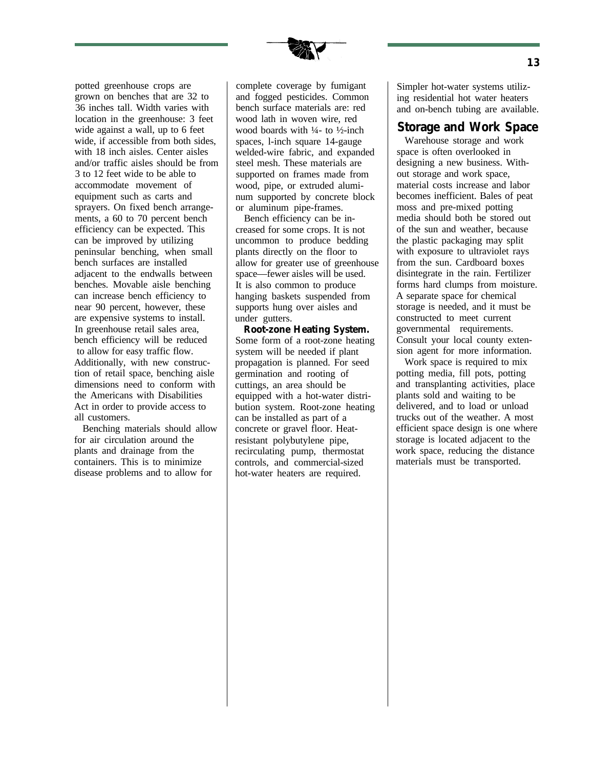potted greenhouse crops are grown on benches that are 32 to 36 inches tall. Width varies with location in the greenhouse: 3 feet wide against a wall, up to 6 feet wide, if accessible from both sides, with 18 inch aisles. Center aisles and/or traffic aisles should be from 3 to 12 feet wide to be able to accommodate movement of equipment such as carts and sprayers. On fixed bench arrangements, a 60 to 70 percent bench efficiency can be expected. This can be improved by utilizing peninsular benching, when small bench surfaces are installed adjacent to the endwalls between benches. Movable aisle benching can increase bench efficiency to near 90 percent, however, these are expensive systems to install. In greenhouse retail sales area, bench efficiency will be reduced to allow for easy traffic flow. Additionally, with new construction of retail space, benching aisle dimensions need to conform with the Americans with Disabilities Act in order to provide access to all customers.

Benching materials should allow for air circulation around the plants and drainage from the containers. This is to minimize disease problems and to allow for complete coverage by fumigant and fogged pesticides. Common bench surface materials are: red wood lath in woven wire, red wood boards with ¼- to ½-inch spaces, l-inch square 14-gauge welded-wire fabric, and expanded steel mesh. These materials are supported on frames made from wood, pipe, or extruded aluminum supported by concrete block or aluminum pipe-frames.

Bench efficiency can be increased for some crops. It is not uncommon to produce bedding plants directly on the floor to allow for greater use of greenhouse space—fewer aisles will be used. It is also common to produce hanging baskets suspended from supports hung over aisles and under gutters.

**Root-zone Heating System.** Some form of a root-zone heating system will be needed if plant propagation is planned. For seed germination and rooting of cuttings, an area should be equipped with a hot-water distribution system. Root-zone heating can be installed as part of a concrete or gravel floor. Heat-resistant polybutylene pipe, recirculating pump, thermostat controls, and commercial-sized hot-water heaters are required. Simpler hot-water systems utilizing residential hot water heaters and on-bench tubing are available.

## Storage and Work Space

Warehouse storage and work space is often overlooked in designing a new business. Without storage and work space, material costs increase and labor becomes inefficient. Bales of peat moss and pre-mixed potting media should both be stored out of the sun and weather, because the plastic packaging may split with exposure to ultraviolet rays from the sun. Cardboard boxes disintegrate in the rain. Fertilizer forms hard clumps from moisture. A separate space for chemical storage is needed, and it must be constructed to meet current governmental requirements. Consult your local county extension agent for more information.

Work space is required to mix potting media, fill pots, potting and transplanting activities, place plants sold and waiting to be delivered, and to load or unload trucks out of the weather. A most efficient space design is one where storage is located adjacent to the work space, reducing the distance materials must be transported.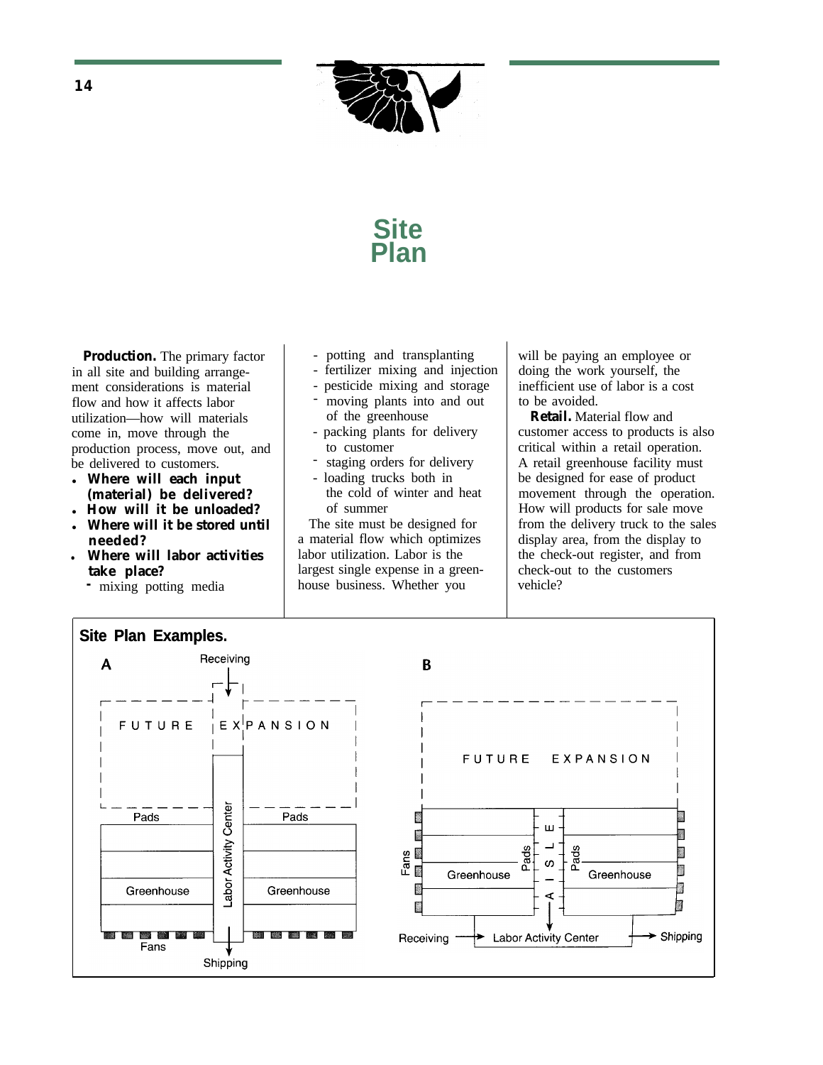# Site Plan

**Production.** The primary factor in all site and building arrangement considerations is material flow and how it affects labor utilization—how will materials come in, move through the production process, move out, and be delivered to customers.

- **Where will each input (material) be delivered?**
- **How will it be unloaded?**
- **Where will it be stored until needed?**
- **Where will labor activities take place?**
  - mixing potting media
  - potting and transplanting
  - fertilizer mixing and injection
  - pesticide mixing and storage
  - moving plants into and out of the greenhouse
  - packing plants for delivery to customer
  - staging orders for delivery
  - loading trucks both in the cold of winter and heat of summer

The site must be designed for a material flow which optimizes labor utilization. Labor is the largest single expense in a greenhouse business. Whether you will be paying an employee or doing the work yourself, the inefficient use of labor is a cost to be avoided.

**Retail.** Material flow and customer access to products is also critical within a retail operation. A retail greenhouse facility must be designed for ease of product movement through the operation. How will products for sale move from the delivery truck to the sales display area, from the display to the check-out register, and from check-out to the customers vehicle?

**Site Plan Examples.**

**A**

Receiving

FUTURE EXPANSION

Pads | Pads

Greenhouse | Labor Activity Center | Greenhouse

Fans

Shipping

**B**

FUTURE EXPANSION

Fans | Greenhouse | Pads | AISLE | Pads | Greenhouse

Receiving → Labor Activity Center → Shipping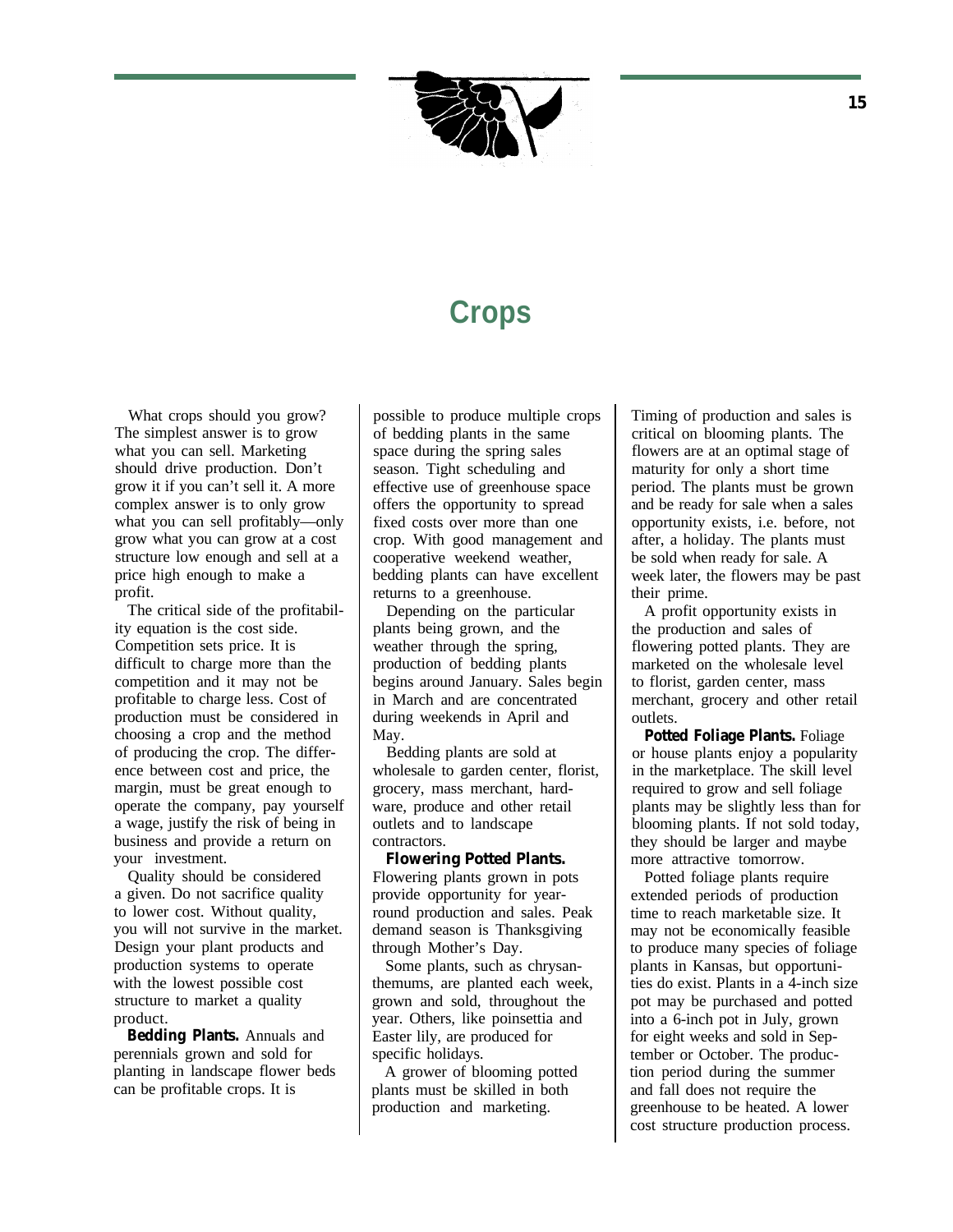# Crops

What crops should you grow? The simplest answer is to grow what you can sell. Marketing should drive production. Don't grow it if you can't sell it. A more complex answer is to only grow what you can sell profitably—only grow what you can grow at a cost structure low enough and sell at a price high enough to make a profit.

The critical side of the profitability equation is the cost side. Competition sets price. It is difficult to charge more than the competition and it may not be profitable to charge less. Cost of production must be considered in choosing a crop and the method of producing the crop. The difference between cost and price, the margin, must be great enough to operate the company, pay yourself a wage, justify the risk of being in business and provide a return on your investment.

Quality should be considered a given. Do not sacrifice quality to lower cost. Without quality, you will not survive in the market. Design your plant products and production systems to operate with the lowest possible cost structure to market a quality product.

**Bedding Plants.** Annuals and perennials grown and sold for planting in landscape flower beds can be profitable crops. It is possible to produce multiple crops of bedding plants in the same space during the spring sales season. Tight scheduling and effective use of greenhouse space offers the opportunity to spread fixed costs over more than one crop. With good management and cooperative weekend weather, bedding plants can have excellent returns to a greenhouse.

Depending on the particular plants being grown, and the weather through the spring, production of bedding plants begins around January. Sales begin in March and are concentrated during weekends in April and May.

Bedding plants are sold at wholesale to garden center, florist, grocery, mass merchant, hardware, produce and other retail outlets and to landscape contractors.

**Flowering Potted Plants.** Flowering plants grown in pots provide opportunity for year-round production and sales. Peak demand season is Thanksgiving through Mother's Day.

Some plants, such as chrysanthemums, are planted each week, grown and sold, throughout the year. Others, like poinsettia and Easter lily, are produced for specific holidays.

A grower of blooming potted plants must be skilled in both production and marketing. Timing of production and sales is critical on blooming plants. The flowers are at an optimal stage of maturity for only a short time period. The plants must be grown and be ready for sale when a sales opportunity exists, i.e. before, not after, a holiday. The plants must be sold when ready for sale. A week later, the flowers may be past their prime.

A profit opportunity exists in the production and sales of flowering potted plants. They are marketed on the wholesale level to florist, garden center, mass merchant, grocery and other retail outlets.

**Potted Foliage Plants.** Foliage or house plants enjoy a popularity in the marketplace. The skill level required to grow and sell foliage plants may be slightly less than for blooming plants. If not sold today, they should be larger and maybe more attractive tomorrow.

Potted foliage plants require extended periods of production time to reach marketable size. It may not be economically feasible to produce many species of foliage plants in Kansas, but opportunities do exist. Plants in a 4-inch size pot may be purchased and potted into a 6-inch pot in July, grown for eight weeks and sold in September or October. The production period during the summer and fall does not require the greenhouse to be heated. A lower cost structure production process.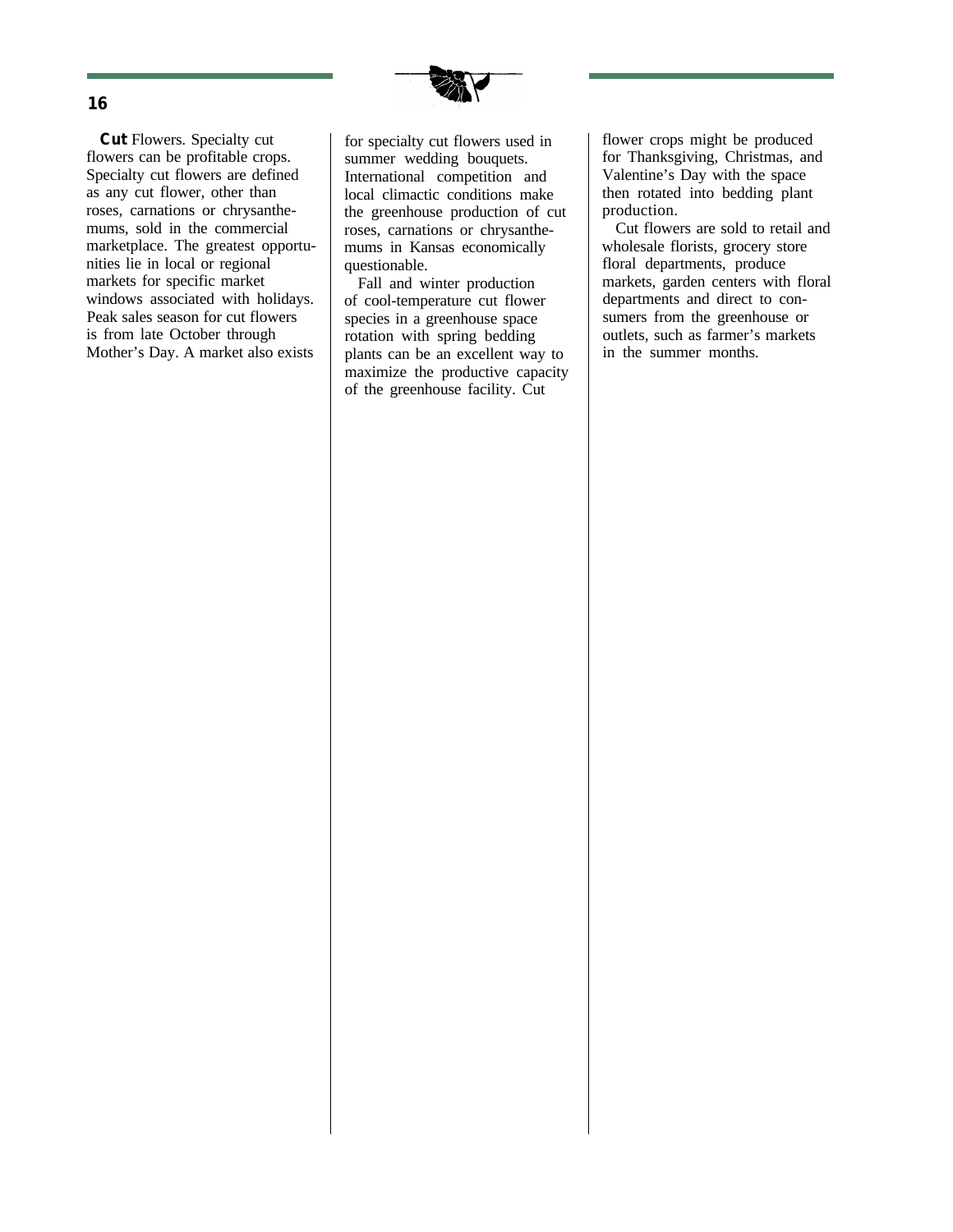**Cut** Flowers. Specialty cut flowers can be profitable crops. Specialty cut flowers are defined as any cut flower, other than roses, carnations or chrysanthemums, sold in the commercial marketplace. The greatest opportunities lie in local or regional markets for specific market windows associated with holidays. Peak sales season for cut flowers is from late October through Mother's Day. A market also exists for specialty cut flowers used in summer wedding bouquets. International competition and local climactic conditions make the greenhouse production of cut roses, carnations or chrysanthemums in Kansas economically questionable.

Fall and winter production of cool-temperature cut flower species in a greenhouse space rotation with spring bedding plants can be an excellent way to maximize the productive capacity of the greenhouse facility. Cut flower crops might be produced for Thanksgiving, Christmas, and Valentine's Day with the space then rotated into bedding plant production.

Cut flowers are sold to retail and wholesale florists, grocery store floral departments, produce markets, garden centers with floral departments and direct to consumers from the greenhouse or outlets, such as farmer's markets in the summer months.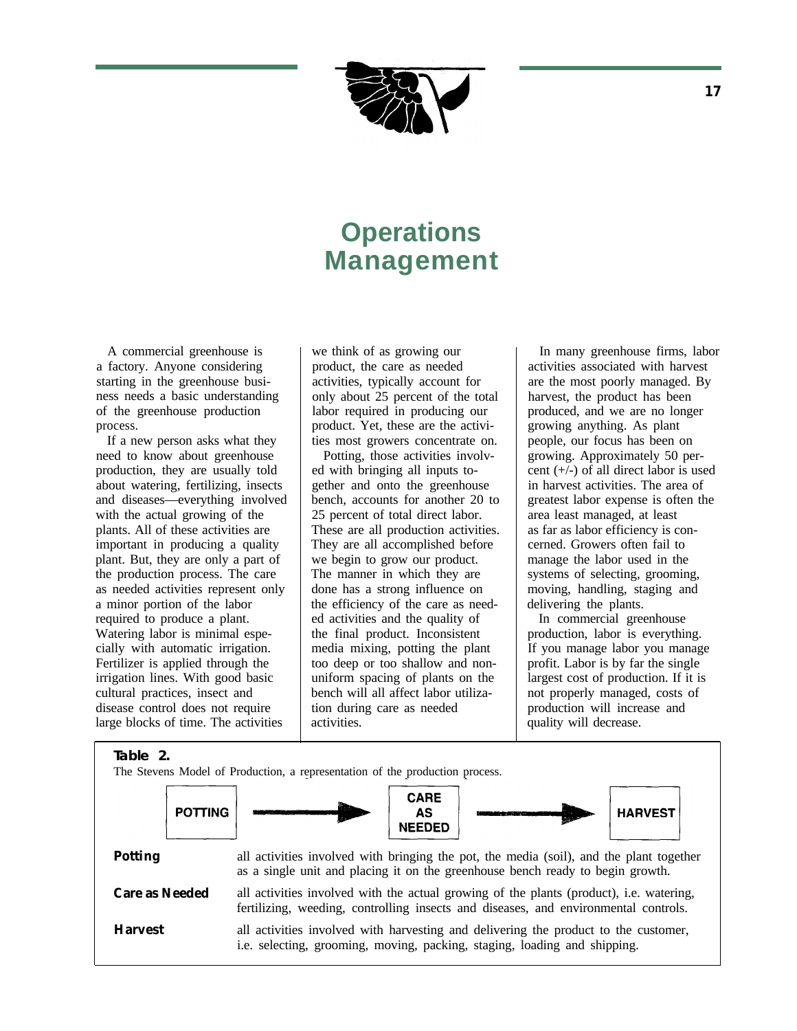# Operations Management

A commercial greenhouse is a factory. Anyone considering starting in the greenhouse business needs a basic understanding of the greenhouse production process.

If a new person asks what they need to know about greenhouse production, they are usually told about watering, fertilizing, insects and diseases—everything involved with the actual growing of the plants. All of these activities are important in producing a quality plant. But, they are only a part of the production process. The care as needed activities represent only a minor portion of the labor required to produce a plant. Watering labor is minimal especially with automatic irrigation. Fertilizer is applied through the irrigation lines. With good basic cultural practices, insect and disease control does not require large blocks of time. The activities we think of as growing our product, the care as needed activities, typically account for only about 25 percent of the total labor required in producing our product. Yet, these are the activities most growers concentrate on.

Potting, those activities involved with bringing all inputs together and onto the greenhouse bench, accounts for another 20 to 25 percent of total direct labor. These are all production activities. They are all accomplished before we begin to grow our product. The manner in which they are done has a strong influence on the efficiency of the care as needed activities and the quality of the final product. Inconsistent media mixing, potting the plant too deep or too shallow and nonuniform spacing of plants on the bench will all affect labor utilization during care as needed activities.

In many greenhouse firms, labor activities associated with harvest are the most poorly managed. By harvest, the product has been produced, and we are no longer growing anything. As plant people, our focus has been on growing. Approximately 50 percent (+/-) of all direct labor is used in harvest activities. The area of greatest labor expense is often the area least managed, at least as far as labor efficiency is concerned. Growers often fail to manage the labor used in the systems of selecting, grooming, moving, handling, staging and delivering the plants.

In commercial greenhouse production, labor is everything. If you manage labor you manage profit. Labor is by far the single largest cost of production. If it is not properly managed, costs of production will increase and quality will decrease.

**Table 2.**
The Stevens Model of Production, a representation of the production process.

**POTTING** → **CARE AS NEEDED** → **HARVEST**

| | |
|---|---|
| **Potting** | all activities involved with bringing the pot, the media (soil), and the plant together as a single unit and placing it on the greenhouse bench ready to begin growth. |
| **Care as Needed** | all activities involved with the actual growing of the plants (product), i.e. watering, fertilizing, weeding, controlling insects and diseases, and environmental controls. |
| **Harvest** | all activities involved with harvesting and delivering the product to the customer, i.e. selecting, grooming, moving, packing, staging, loading and shipping. |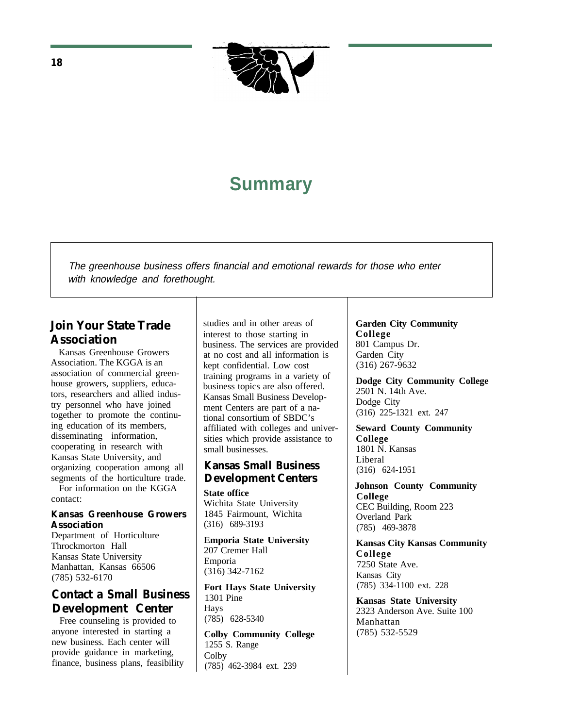# Summary

*The greenhouse business offers financial and emotional rewards for those who enter with knowledge and forethought.*

## Join Your State Trade Association

Kansas Greenhouse Growers Association. The KGGA is an association of commercial greenhouse growers, suppliers, educators, researchers and allied industry personnel who have joined together to promote the continuing education of its members, disseminating information, cooperating in research with Kansas State University, and organizing cooperation among all segments of the horticulture trade.

For information on the KGGA contact:

**Kansas Greenhouse Growers Association**
Department of Horticulture
Throckmorton Hall
Kansas State University
Manhattan, Kansas 66506
(785) 532-6170

## Contact a Small Business Development Center

Free counseling is provided to anyone interested in starting a new business. Each center will provide guidance in marketing, finance, business plans, feasibility studies and in other areas of interest to those starting in business. The services are provided at no cost and all information is kept confidential. Low cost training programs in a variety of business topics are also offered. Kansas Small Business Development Centers are part of a national consortium of SBDC's affiliated with colleges and universities which provide assistance to small businesses.

## Kansas Small Business Development Centers

**State office**
Wichita State University
1845 Fairmount, Wichita
(316) 689-3193

**Emporia State University**
207 Cremer Hall
Emporia
(316) 342-7162

**Fort Hays State University**
1301 Pine
Hays
(785) 628-5340

**Colby Community College**
1255 S. Range
Colby
(785) 462-3984 ext. 239

**Garden City Community College**
801 Campus Dr.
Garden City
(316) 267-9632

**Dodge City Community College**
2501 N. 14th Ave.
Dodge City
(316) 225-1321 ext. 247

**Seward County Community College**
1801 N. Kansas
Liberal
(316) 624-1951

**Johnson County Community College**
CEC Building, Room 223
Overland Park
(785) 469-3878

**Kansas City Kansas Community College**
7250 State Ave.
Kansas City
(785) 334-1100 ext. 228

**Kansas State University**
2323 Anderson Ave. Suite 100
Manhattan
(785) 532-5529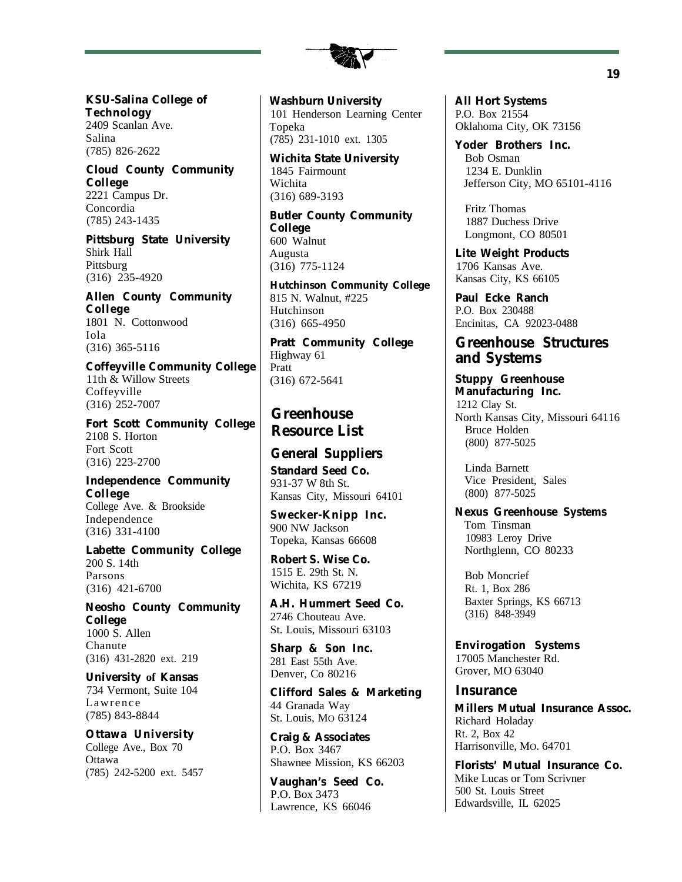**KSU-Salina College of Technology**
2409 Scanlan Ave.
Salina
(785) 826-2622

**Cloud County Community College**
2221 Campus Dr.
Concordia
(785) 243-1435

**Pittsburg State University**
Shirk Hall
Pittsburg
(316) 235-4920

**Allen County Community College**
1801 N. Cottonwood
Iola
(316) 365-5116

**Coffeyville Community College**
11th & Willow Streets
Coffeyville
(316) 252-7007

**Fort Scott Community College**
2108 S. Horton
Fort Scott
(316) 223-2700

**Independence Community College**
College Ave. & Brookside
Independence
(316) 331-4100

**Labette Community College**
200 S. 14th
Parsons
(316) 421-6700

**Neosho County Community College**
1000 S. Allen
Chanute
(316) 431-2820 ext. 219

**University of Kansas**
734 Vermont, Suite 104
Lawrence
(785) 843-8844

**Ottawa University**
College Ave., Box 70
Ottawa
(785) 242-5200 ext. 5457

**Washburn University**
101 Henderson Learning Center
Topeka
(785) 231-1010 ext. 1305

**Wichita State University**
1845 Fairmount
Wichita
(316) 689-3193

**Butler County Community College**
600 Walnut
Augusta
(316) 775-1124

**Hutchinson Community College**
815 N. Walnut, #225
Hutchinson
(316) 665-4950

**Pratt Community College**
Highway 61
Pratt
(316) 672-5641

## Greenhouse Resource List

### General Suppliers

**Standard Seed Co.**
931-37 W 8th St.
Kansas City, Missouri 64101

**Swecker-Knipp Inc.**
900 NW Jackson
Topeka, Kansas 66608

**Robert S. Wise Co.**
1515 E. 29th St. N.
Wichita, KS 67219

**A.H. Hummert Seed Co.**
2746 Chouteau Ave.
St. Louis, Missouri 63103

**Sharp & Son Inc.**
281 East 55th Ave.
Denver, Co 80216

**Clifford Sales & Marketing**
44 Granada Way
St. Louis, Mo 63124

**Craig & Associates**
P.O. Box 3467
Shawnee Mission, KS 66203

**Vaughan's Seed Co.**
P.O. Box 3473
Lawrence, KS 66046

**All Hort Systems**
P.O. Box 21554
Oklahoma City, OK 73156

**Yoder Brothers Inc.**
Bob Osman
1234 E. Dunklin
Jefferson City, MO 65101-4116

Fritz Thomas
1887 Duchess Drive
Longmont, CO 80501

**Lite Weight Products**
1706 Kansas Ave.
Kansas City, KS 66105

**Paul Ecke Ranch**
P.O. Box 230488
Encinitas, CA 92023-0488

### Greenhouse Structures and Systems

**Stuppy Greenhouse Manufacturing Inc.**
1212 Clay St.
North Kansas City, Missouri 64116
Bruce Holden
(800) 877-5025

Linda Barnett
Vice President, Sales
(800) 877-5025

**Nexus Greenhouse Systems**
Tom Tinsman
10983 Leroy Drive
Northglenn, CO 80233

Bob Moncrief
Rt. 1, Box 286
Baxter Springs, KS 66713
(316) 848-3949

**Envirogation Systems**
17005 Manchester Rd.
Grover, MO 63040

### Insurance

**Millers Mutual Insurance Assoc.**
Richard Holaday
Rt. 2, Box 42
Harrisonville, MO. 64701

**Florists' Mutual Insurance Co.**
Mike Lucas or Tom Scrivner
500 St. Louis Street
Edwardsville, IL 62025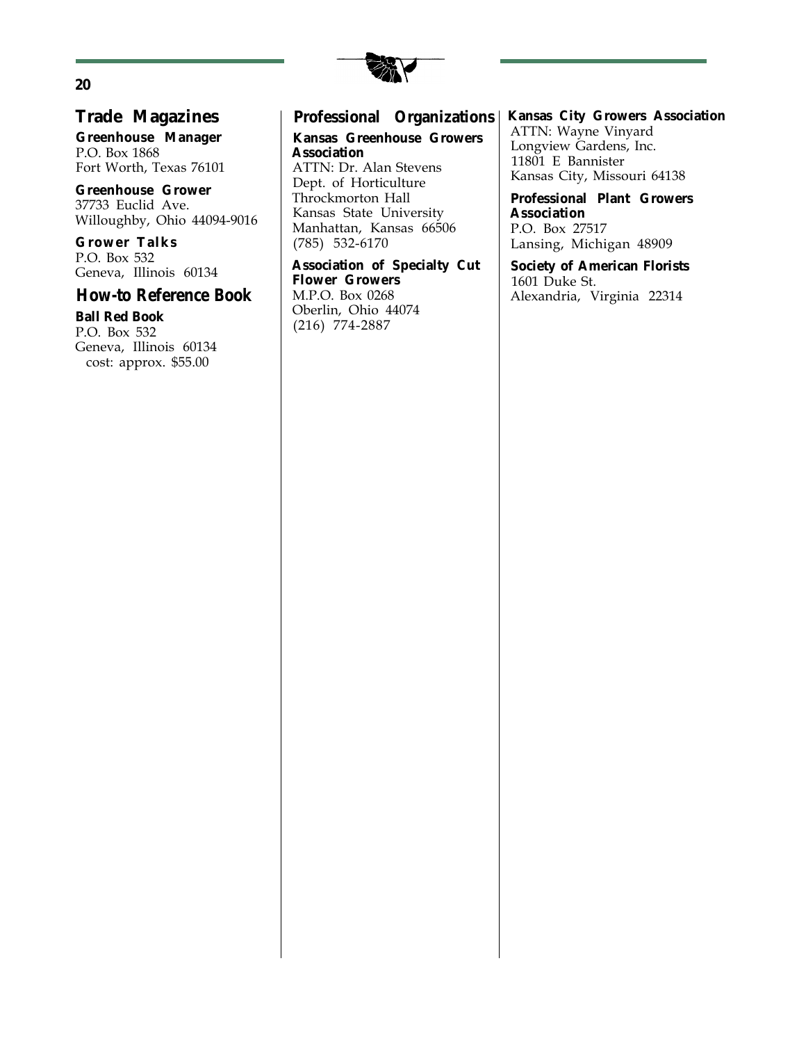## Trade Magazines

**Greenhouse Manager**
P.O. Box 1868
Fort Worth, Texas 76101

**Greenhouse Grower**
37733 Euclid Ave.
Willoughby, Ohio 44094-9016

**Grower Talks**
P.O. Box 532
Geneva, Illinois 60134

## How-to Reference Book

**Ball Red Book**
P.O. Box 532
Geneva, Illinois 60134
cost: approx. $55.00

## Professional Organizations

**Kansas Greenhouse Growers Association**
ATTN: Dr. Alan Stevens
Dept. of Horticulture
Throckmorton Hall
Kansas State University
Manhattan, Kansas 66506
(785) 532-6170

**Association of Specialty Cut Flower Growers**
M.P.O. Box 0268
Oberlin, Ohio 44074
(216) 774-2887

**Kansas City Growers Association**
ATTN: Wayne Vinyard
Longview Gardens, Inc.
11801 E Bannister
Kansas City, Missouri 64138

**Professional Plant Growers Association**
P.O. Box 27517
Lansing, Michigan 48909

**Society of American Florists**
1601 Duke St.
Alexandria, Virginia 22314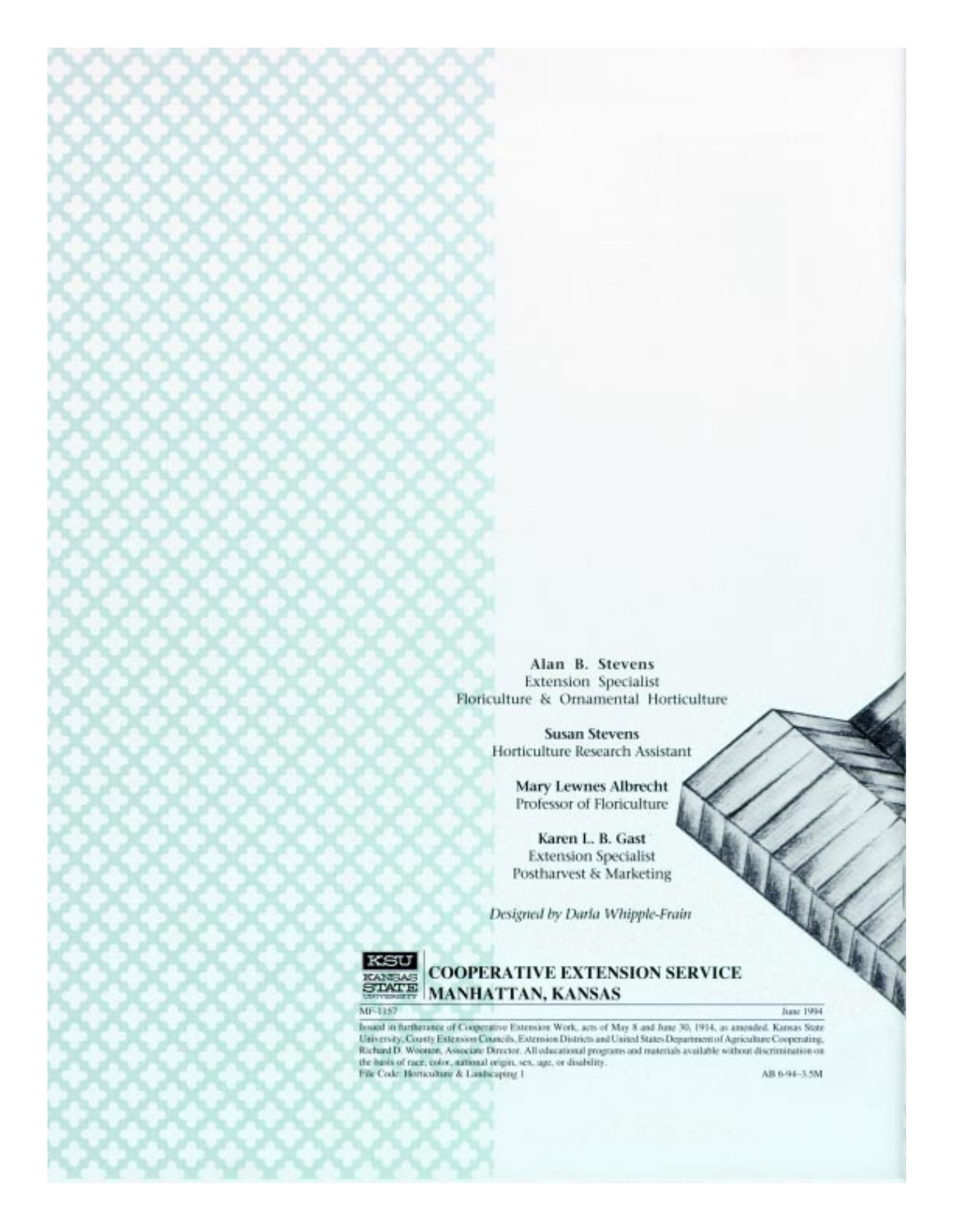**Alan B. Stevens**
Extension Specialist
Floriculture & Ornamental Horticulture

**Susan Stevens**
Horticulture Research Assistant

**Mary Lewnes Albrecht**
Professor of Floriculture

**Karen L. B. Gast**
Extension Specialist
Postharvest & Marketing

*Designed by Darla Whipple-Frain*

KSU KANSAS STATE UNIVERSITY **COOPERATIVE EXTENSION SERVICE MANHATTAN, KANSAS**

MF-1157 June 1994

Issued in furtherance of Cooperative Extension Work, acts of May 8 and June 30, 1914, as amended. Kansas State University, County Extension Councils, Extension Districts and United States Department of Agriculture Cooperating, Richard D. Wootton, Associate Director. All educational programs and materials available without discrimination on the basis of race, color, national origin, sex, age, or disability.

File Code: Horticulture & Landscaping 1 AB 6-94-3.5M